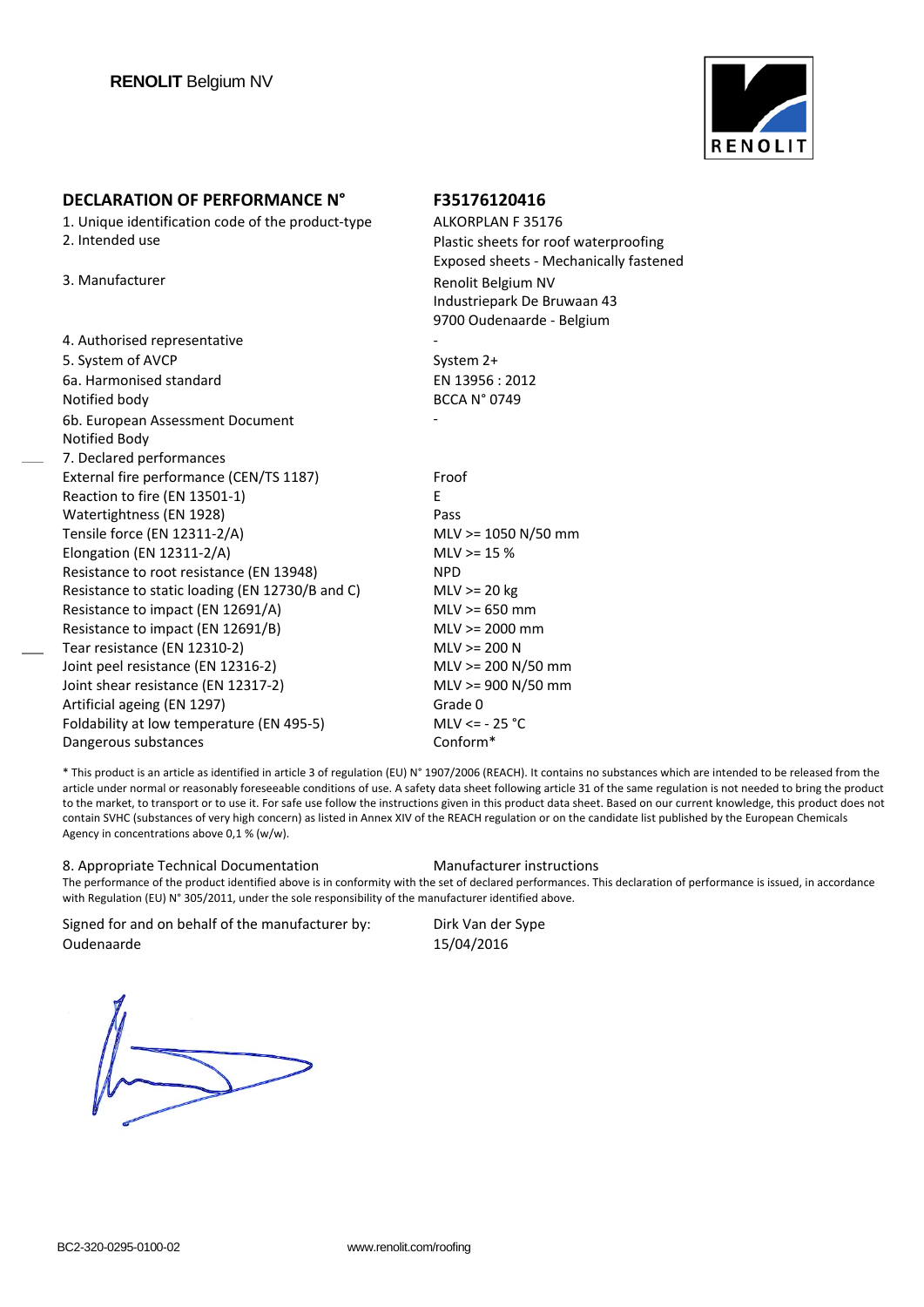**RENOLIT** Belgium NV

## DECLARATION OF PERFORMANCE N° F35176120416

| | |
|---|---|
| 1. Unique identification code of the product-type | ALKORPLAN F 35176 |
| 2. Intended use | Plastic sheets for roof waterproofing<br>Exposed sheets - Mechanically fastened |
| 3. Manufacturer | Renolit Belgium NV<br>Industriepark De Bruwaan 43<br>9700 Oudenaarde - Belgium |
| 4. Authorised representative | - |
| 5. System of AVCP | System 2+ |
| 6a. Harmonised standard | EN 13956 : 2012 |
| Notified body | BCCA N° 0749 |
| 6b. European Assessment Document | - |
| Notified Body | |
| 7. Declared performances | |
| External fire performance (CEN/TS 1187) | Froof |
| Reaction to fire (EN 13501-1) | E |
| Watertightness (EN 1928) | Pass |
| Tensile force (EN 12311-2/A) | MLV >= 1050 N/50 mm |
| Elongation (EN 12311-2/A) | MLV >= 15 % |
| Resistance to root resistance (EN 13948) | NPD |
| Resistance to static loading (EN 12730/B and C) | MLV >= 20 kg |
| Resistance to impact (EN 12691/A) | MLV >= 650 mm |
| Resistance to impact (EN 12691/B) | MLV >= 2000 mm |
| Tear resistance (EN 12310-2) | MLV >= 200 N |
| Joint peel resistance (EN 12316-2) | MLV >= 200 N/50 mm |
| Joint shear resistance (EN 12317-2) | MLV >= 900 N/50 mm |
| Artificial ageing (EN 1297) | Grade 0 |
| Foldability at low temperature (EN 495-5) | MLV <= - 25 °C |
| Dangerous substances | Conform* |

* This product is an article as identified in article 3 of regulation (EU) N° 1907/2006 (REACH). It contains no substances which are intended to be released from the article under normal or reasonably foreseeable conditions of use. A safety data sheet following article 31 of the same regulation is not needed to bring the product to the market, to transport or to use it. For safe use follow the instructions given in this product data sheet. Based on our current knowledge, this product does not contain SVHC (substances of very high concern) as listed in Annex XIV of the REACH regulation or on the candidate list published by the European Chemicals Agency in concentrations above 0,1 % (w/w).

8. Appropriate Technical Documentation — Manufacturer instructions

The performance of the product identified above is in conformity with the set of declared performances. This declaration of performance is issued, in accordance with Regulation (EU) N° 305/2011, under the sole responsibility of the manufacturer identified above.

Signed for and on behalf of the manufacturer by: Dirk Van der Sype

Oudenaarde 15/04/2016

BC2-320-0295-0100-02 www.renolit.com/roofing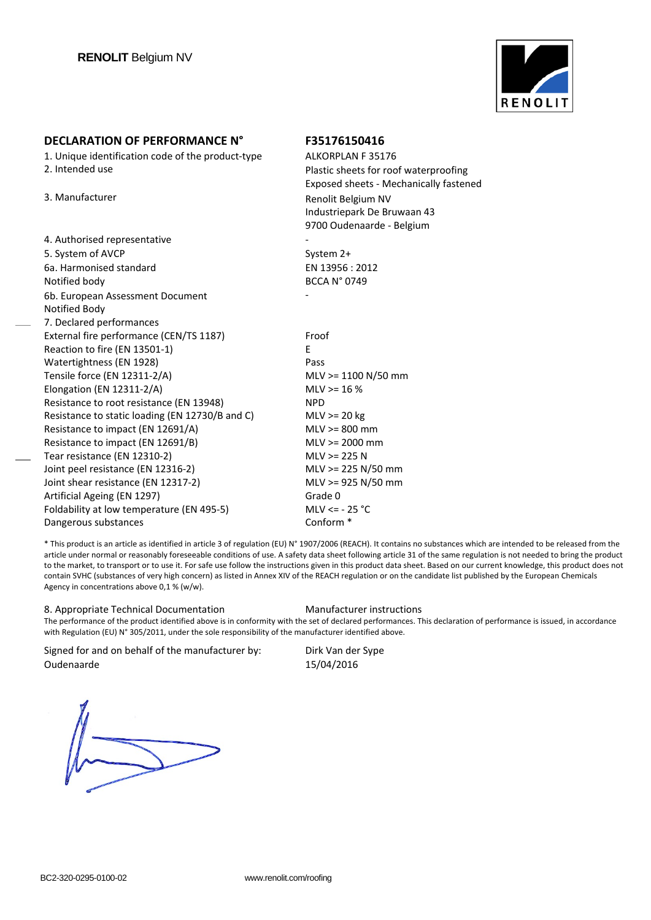**RENOLIT** Belgium NV

## DECLARATION OF PERFORMANCE N° F35176150416

| | |
|---|---|
| 1. Unique identification code of the product-type | ALKORPLAN F 35176 |
| 2. Intended use | Plastic sheets for roof waterproofing<br>Exposed sheets - Mechanically fastened |
| 3. Manufacturer | Renolit Belgium NV<br>Industriepark De Bruwaan 43<br>9700 Oudenaarde - Belgium |
| 4. Authorised representative | - |
| 5. System of AVCP | System 2+ |
| 6a. Harmonised standard | EN 13956 : 2012 |
| Notified body | BCCA N° 0749 |
| 6b. European Assessment Document | - |
| Notified Body | |
| 7. Declared performances | |
| External fire performance (CEN/TS 1187) | Froof |
| Reaction to fire (EN 13501-1) | E |
| Watertightness (EN 1928) | Pass |
| Tensile force (EN 12311-2/A) | MLV >= 1100 N/50 mm |
| Elongation (EN 12311-2/A) | MLV >= 16 % |
| Resistance to root resistance (EN 13948) | NPD |
| Resistance to static loading (EN 12730/B and C) | MLV >= 20 kg |
| Resistance to impact (EN 12691/A) | MLV >= 800 mm |
| Resistance to impact (EN 12691/B) | MLV >= 2000 mm |
| Tear resistance (EN 12310-2) | MLV >= 225 N |
| Joint peel resistance (EN 12316-2) | MLV >= 225 N/50 mm |
| Joint shear resistance (EN 12317-2) | MLV >= 925 N/50 mm |
| Artificial Ageing (EN 1297) | Grade 0 |
| Foldability at low temperature (EN 495-5) | MLV <= - 25 °C |
| Dangerous substances | Conform * |

* This product is an article as identified in article 3 of regulation (EU) N° 1907/2006 (REACH). It contains no substances which are intended to be released from the article under normal or reasonably foreseeable conditions of use. A safety data sheet following article 31 of the same regulation is not needed to bring the product to the market, to transport or to use it. For safe use follow the instructions given in this product data sheet. Based on our current knowledge, this product does not contain SVHC (substances of very high concern) as listed in Annex XIV of the REACH regulation or on the candidate list published by the European Chemicals Agency in concentrations above 0,1 % (w/w).

8. Appropriate Technical Documentation — Manufacturer instructions

The performance of the product identified above is in conformity with the set of declared performances. This declaration of performance is issued, in accordance with Regulation (EU) N° 305/2011, under the sole responsibility of the manufacturer identified above.

| | |
|---|---|
| Signed for and on behalf of the manufacturer by: | Dirk Van der Sype |
| Oudenaarde | 15/04/2016 |

BC2-320-0295-0100-02

www.renolit.com/roofing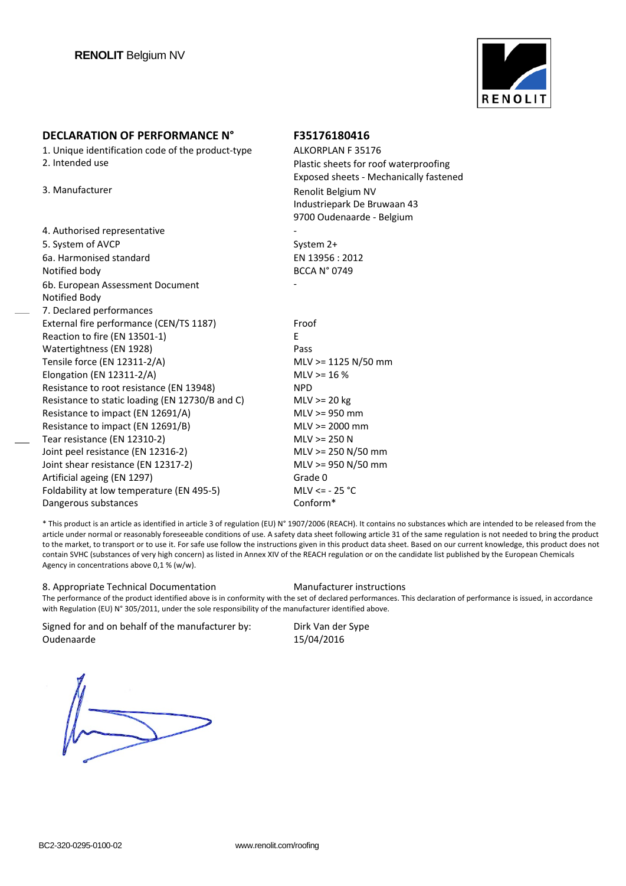**RENOLIT** Belgium NV

| DECLARATION OF PERFORMANCE N° | F35176180416 |
|---|---|
| 1. Unique identification code of the product-type | ALKORPLAN F 35176 |
| 2. Intended use | Plastic sheets for roof waterproofing<br>Exposed sheets - Mechanically fastened |
| 3. Manufacturer | Renolit Belgium NV<br>Industriepark De Bruwaan 43<br>9700 Oudenaarde - Belgium |
| 4. Authorised representative | - |
| 5. System of AVCP | System 2+ |
| 6a. Harmonised standard | EN 13956 : 2012 |
| Notified body | BCCA N° 0749 |
| 6b. European Assessment Document | - |
| Notified Body | |
| 7. Declared performances | |
| External fire performance (CEN/TS 1187) | Froof |
| Reaction to fire (EN 13501-1) | E |
| Watertightness (EN 1928) | Pass |
| Tensile force (EN 12311-2/A) | MLV >= 1125 N/50 mm |
| Elongation (EN 12311-2/A) | MLV >= 16 % |
| Resistance to root resistance (EN 13948) | NPD |
| Resistance to static loading (EN 12730/B and C) | MLV >= 20 kg |
| Resistance to impact (EN 12691/A) | MLV >= 950 mm |
| Resistance to impact (EN 12691/B) | MLV >= 2000 mm |
| Tear resistance (EN 12310-2) | MLV >= 250 N |
| Joint peel resistance (EN 12316-2) | MLV >= 250 N/50 mm |
| Joint shear resistance (EN 12317-2) | MLV >= 950 N/50 mm |
| Artificial ageing (EN 1297) | Grade 0 |
| Foldability at low temperature (EN 495-5) | MLV <= - 25 °C |
| Dangerous substances | Conform* |

* This product is an article as identified in article 3 of regulation (EU) N° 1907/2006 (REACH). It contains no substances which are intended to be released from the article under normal or reasonably foreseeable conditions of use. A safety data sheet following article 31 of the same regulation is not needed to bring the product to the market, to transport or to use it. For safe use follow the instructions given in this product data sheet. Based on our current knowledge, this product does not contain SVHC (substances of very high concern) as listed in Annex XIV of the REACH regulation or on the candidate list published by the European Chemicals Agency in concentrations above 0,1 % (w/w).

8. Appropriate Technical Documentation — Manufacturer instructions

The performance of the product identified above is in conformity with the set of declared performances. This declaration of performance is issued, in accordance with Regulation (EU) N° 305/2011, under the sole responsibility of the manufacturer identified above.

Signed for and on behalf of the manufacturer by: Dirk Van der Sype
Oudenaarde 15/04/2016

BC2-320-0295-0100-02 www.renolit.com/roofing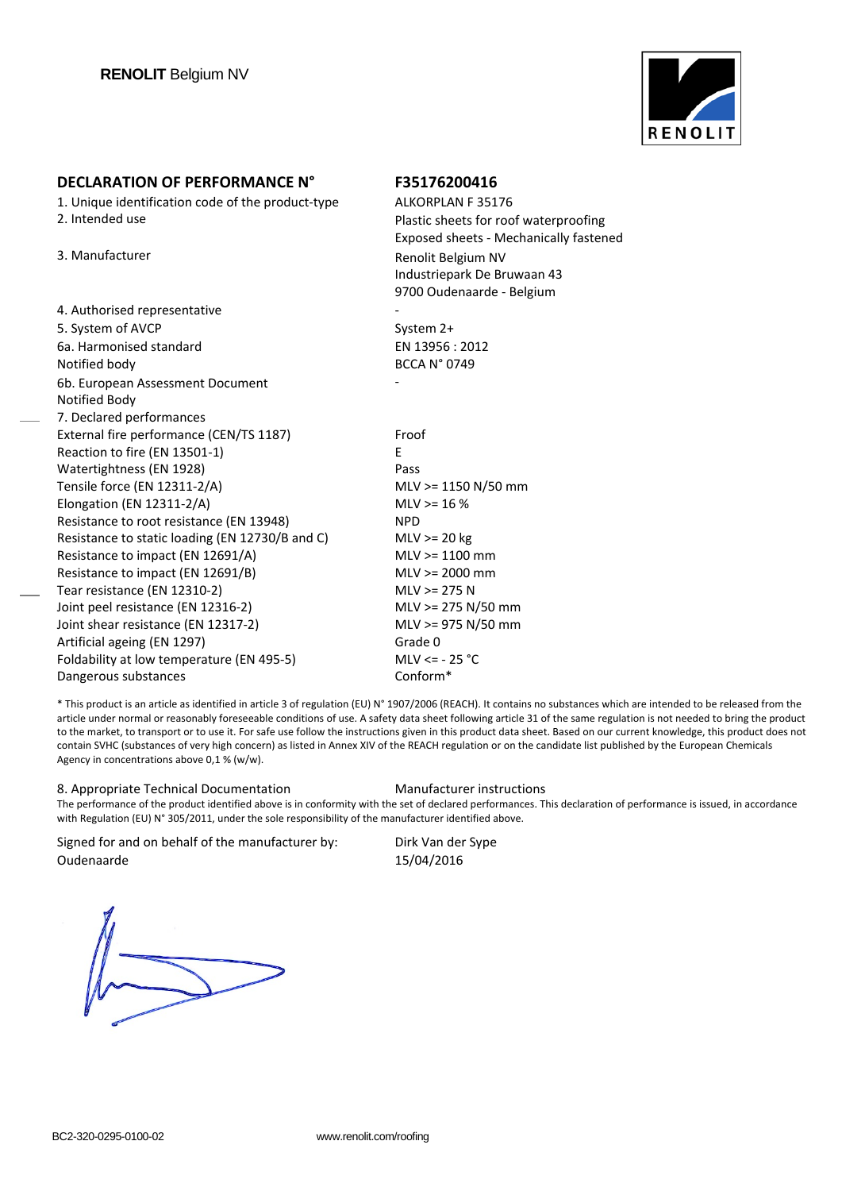**RENOLIT** Belgium NV

## DECLARATION OF PERFORMANCE N° F35176200416

| | |
|---|---|
| 1. Unique identification code of the product-type | ALKORPLAN F 35176 |
| 2. Intended use | Plastic sheets for roof waterproofing<br>Exposed sheets - Mechanically fastened |
| 3. Manufacturer | Renolit Belgium NV<br>Industriepark De Bruwaan 43<br>9700 Oudenaarde - Belgium |
| 4. Authorised representative | - |
| 5. System of AVCP | System 2+ |
| 6a. Harmonised standard | EN 13956 : 2012 |
| Notified body | BCCA N° 0749 |
| 6b. European Assessment Document | - |
| Notified Body | |
| 7. Declared performances | |
| External fire performance (CEN/TS 1187) | Froof |
| Reaction to fire (EN 13501-1) | E |
| Watertightness (EN 1928) | Pass |
| Tensile force (EN 12311-2/A) | MLV >= 1150 N/50 mm |
| Elongation (EN 12311-2/A) | MLV >= 16 % |
| Resistance to root resistance (EN 13948) | NPD |
| Resistance to static loading (EN 12730/B and C) | MLV >= 20 kg |
| Resistance to impact (EN 12691/A) | MLV >= 1100 mm |
| Resistance to impact (EN 12691/B) | MLV >= 2000 mm |
| Tear resistance (EN 12310-2) | MLV >= 275 N |
| Joint peel resistance (EN 12316-2) | MLV >= 275 N/50 mm |
| Joint shear resistance (EN 12317-2) | MLV >= 975 N/50 mm |
| Artificial ageing (EN 1297) | Grade 0 |
| Foldability at low temperature (EN 495-5) | MLV <= - 25 °C |
| Dangerous substances | Conform* |

* This product is an article as identified in article 3 of regulation (EU) N° 1907/2006 (REACH). It contains no substances which are intended to be released from the article under normal or reasonably foreseeable conditions of use. A safety data sheet following article 31 of the same regulation is not needed to bring the product to the market, to transport or to use it. For safe use follow the instructions given in this product data sheet. Based on our current knowledge, this product does not contain SVHC (substances of very high concern) as listed in Annex XIV of the REACH regulation or on the candidate list published by the European Chemicals Agency in concentrations above 0,1 % (w/w).

8. Appropriate Technical Documentation — Manufacturer instructions

The performance of the product identified above is in conformity with the set of declared performances. This declaration of performance is issued, in accordance with Regulation (EU) N° 305/2011, under the sole responsibility of the manufacturer identified above.

Signed for and on behalf of the manufacturer by: Dirk Van der Sype

Oudenaarde 15/04/2016

BC2-320-0295-0100-02 www.renolit.com/roofing